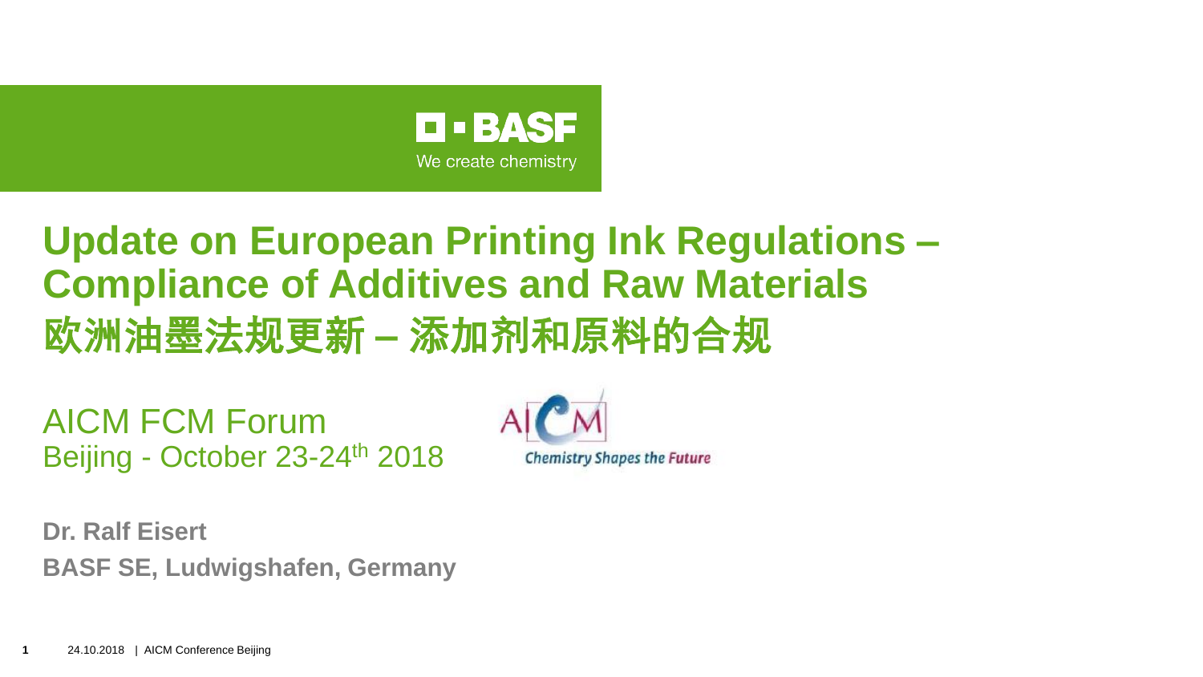BASF

We create chemistry

# Update on European Printing Ink Regulations – Compliance of Additives and Raw Materials

# 欧洲油墨法规更新 – 添加剂和原料的合规

AICM FCM Forum

Beijing - October 23-24th 2018

AICM

Chemistry Shapes the Future

**Dr. Ralf Eisert**

**BASF SE, Ludwigshafen, Germany**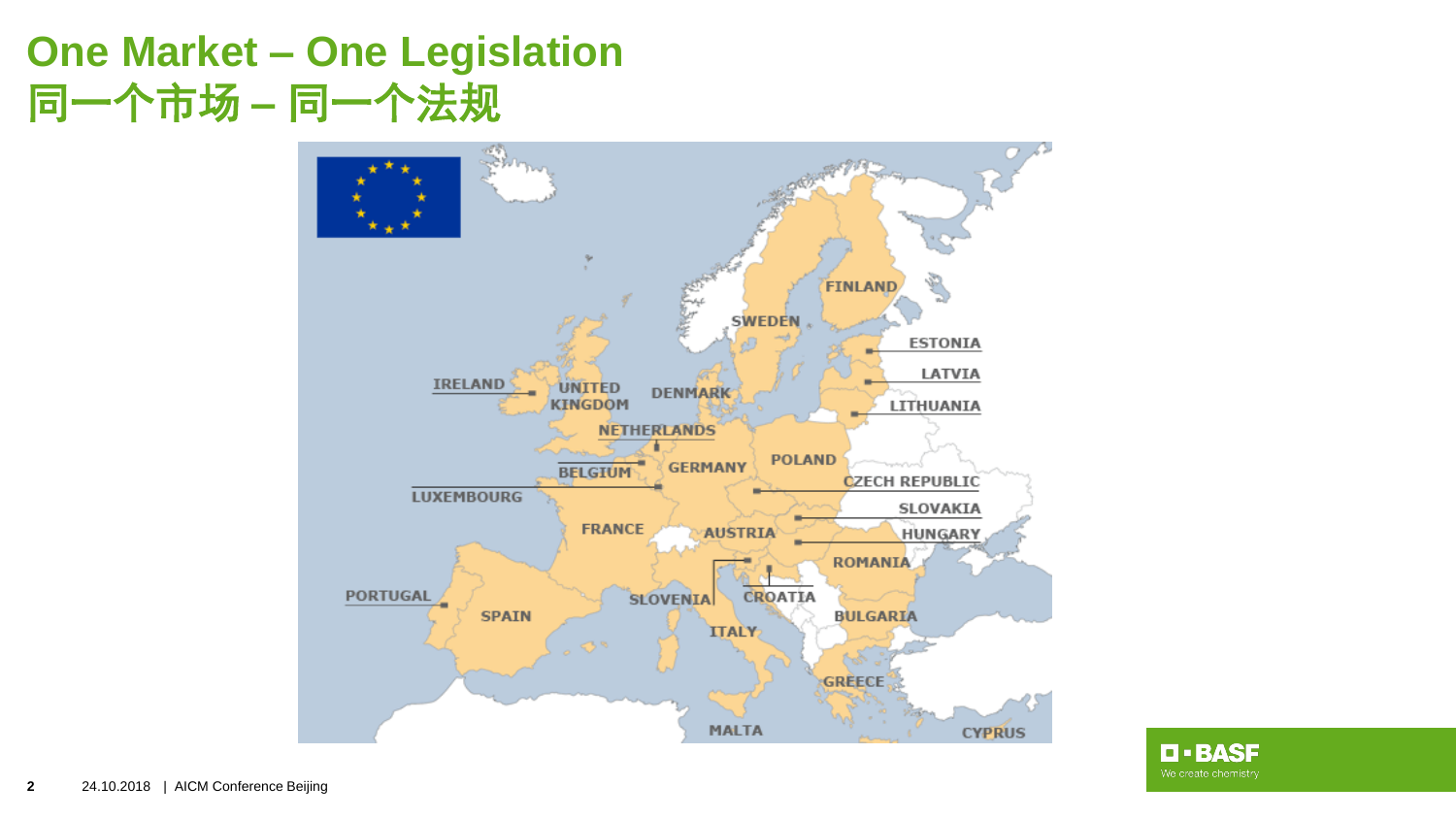# One Market – One Legislation
# 同一个市场 – 同一个法规

IRELAND
UNITED KINGDOM
DENMARK
NETHERLANDS
BELGIUM
LUXEMBOURG
GERMANY
POLAND
FRANCE
AUSTRIA
PORTUGAL
SPAIN
SLOVENIA
CROATIA
ITALY
MALTA
FINLAND
SWEDEN
ESTONIA
LATVIA
LITHUANIA
CZECH REPUBLIC
SLOVAKIA
HUNGARY
ROMANIA
BULGARIA
GREECE
CYPRUS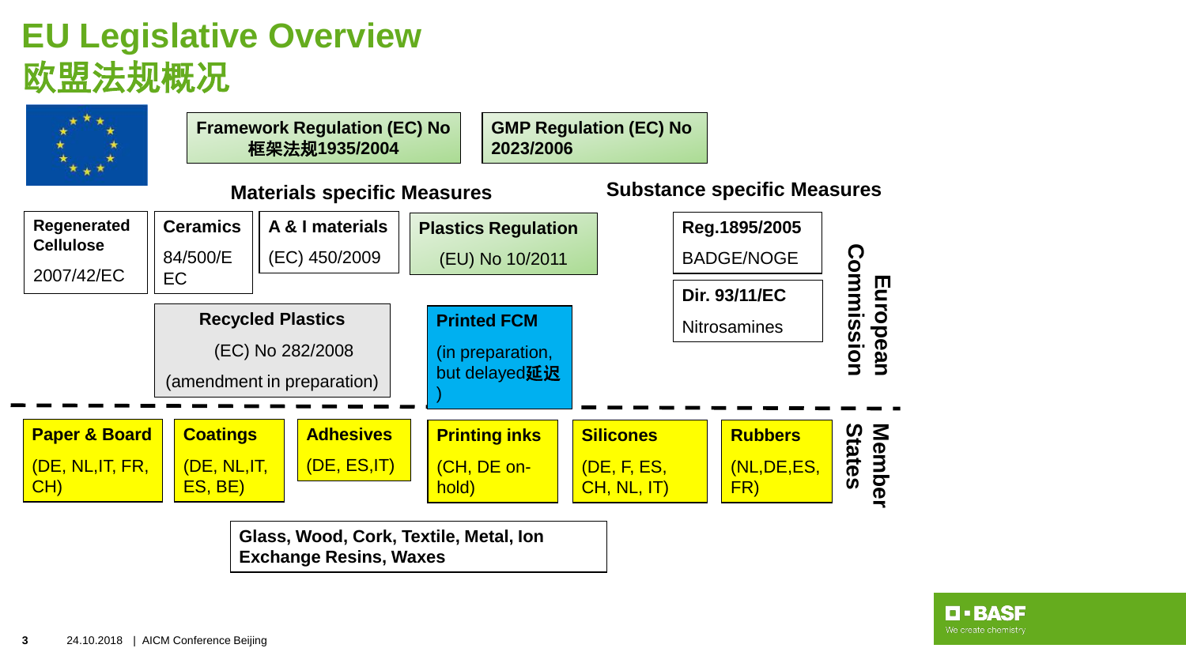# EU Legislative Overview
# 欧盟法规概况

**Framework Regulation (EC) No 框架法规1935/2004**

**GMP Regulation (EC) No 2023/2006**

## Materials specific Measures

**Regenerated Cellulose**
2007/42/EC

**Ceramics**
84/500/EEC

**A & I materials**
(EC) 450/2009

**Plastics Regulation**
(EU) No 10/2011

**Recycled Plastics**
(EC) No 282/2008
(amendment in preparation)

**Printed FCM**
(in preparation, but delayed**延迟**)

## Substance specific Measures

**Reg.1895/2005**
BADGE/NOGE

**Dir. 93/11/EC**
Nitrosamines

**European Commission**

---

**Member States**

**Paper & Board**
(DE, NL,IT, FR, CH)

**Coatings**
(DE, NL,IT, ES, BE)

**Adhesives**
(DE, ES,IT)

**Printing inks**
(CH, DE on-hold)

**Silicones**
(DE, F, ES, CH, NL, IT)

**Rubbers**
(NL,DE,ES, FR)

**Glass, Wood, Cork, Textile, Metal, Ion Exchange Resins, Waxes**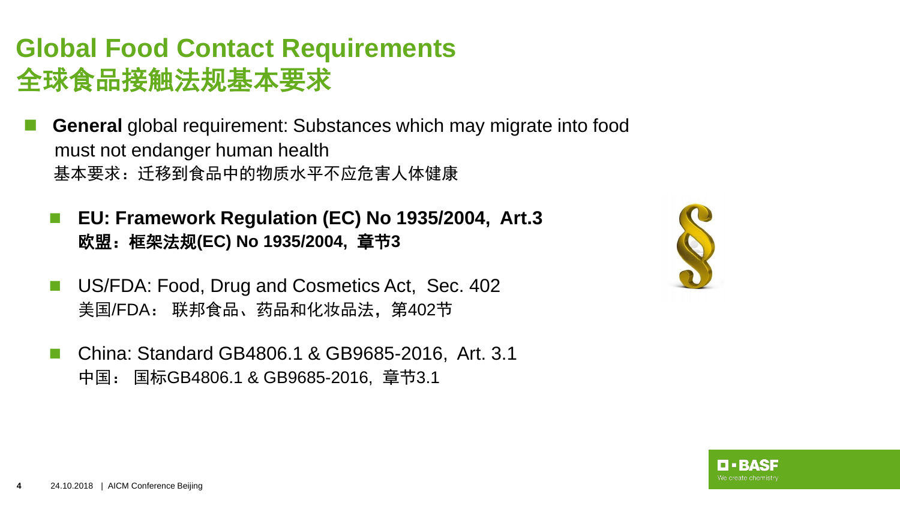# Global Food Contact Requirements
# 全球食品接触法规基本要求

- **General** global requirement: Substances which may migrate into food must not endanger human health
  基本要求：迁移到食品中的物质水平不应危害人体健康

  - **EU: Framework Regulation (EC) No 1935/2004, Art.3**
    **欧盟：框架法规(EC) No 1935/2004，章节3**

  - US/FDA: Food, Drug and Cosmetics Act, Sec. 402
    美国/FDA： 联邦食品、药品和化妆品法，第402节

  - China: Standard GB4806.1 & GB9685-2016, Art. 3.1
    中国： 国标GB4806.1 & GB9685-2016，章节3.1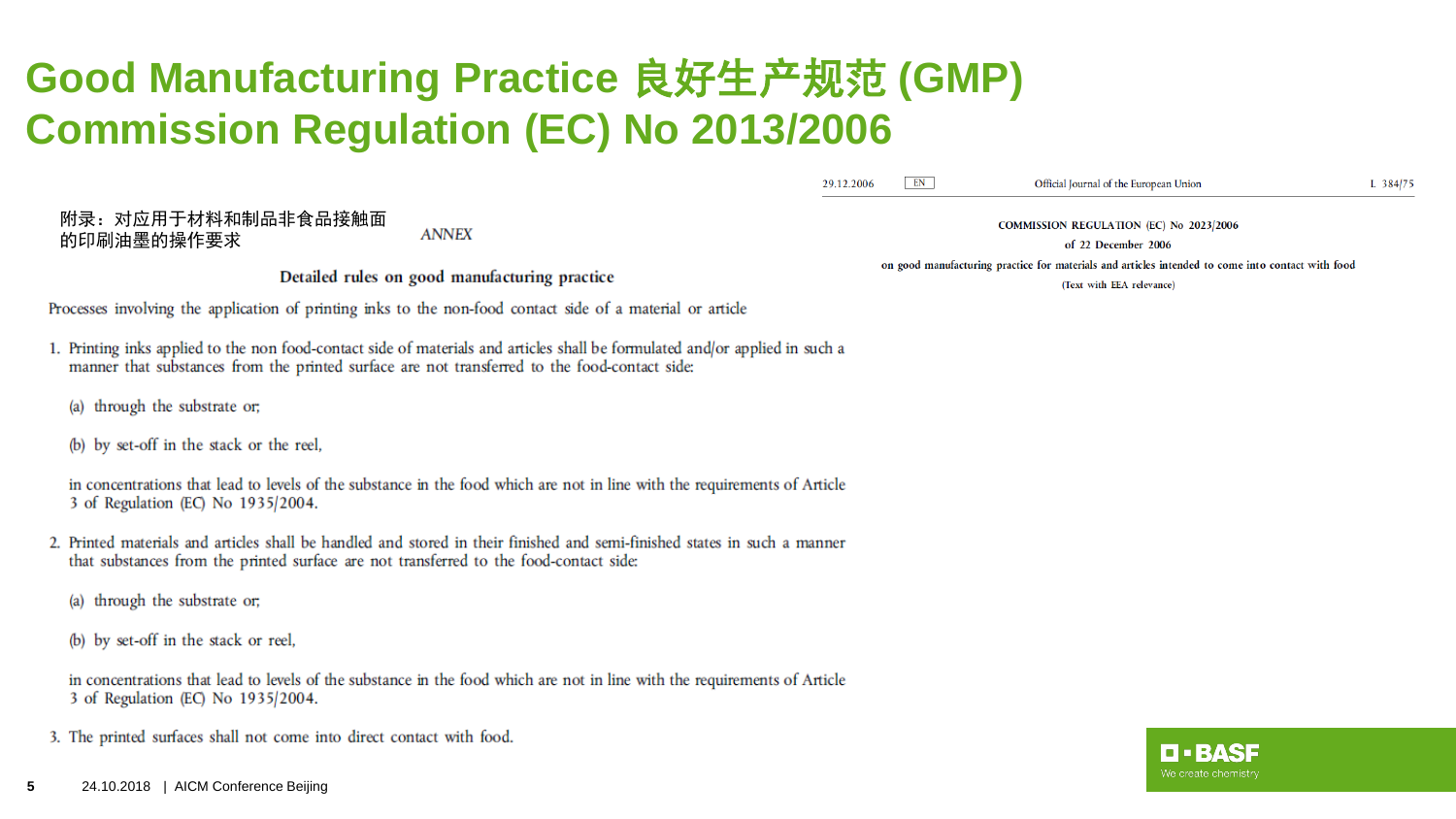# Good Manufacturing Practice 良好生产规范 (GMP)
# Commission Regulation (EC) No 2013/2006

29.12.2006 EN Official Journal of the European Union L 384/75

**COMMISSION REGULATION (EC) No 2023/2006**

**of 22 December 2006**

**on good manufacturing practice for materials and articles intended to come into contact with food**

**(Text with EEA relevance)**

附录：对应用于材料和制品非食品接触面的印刷油墨的操作要求

*ANNEX*

**Detailed rules on good manufacturing practice**

Processes involving the application of printing inks to the non-food contact side of a material or article

1. Printing inks applied to the non food-contact side of materials and articles shall be formulated and/or applied in such a manner that substances from the printed surface are not transferred to the food-contact side:

   (a) through the substrate or;

   (b) by set-off in the stack or the reel,

   in concentrations that lead to levels of the substance in the food which are not in line with the requirements of Article 3 of Regulation (EC) No 1935/2004.

2. Printed materials and articles shall be handled and stored in their finished and semi-finished states in such a manner that substances from the printed surface are not transferred to the food-contact side:

   (a) through the substrate or;

   (b) by set-off in the stack or reel,

   in concentrations that lead to levels of the substance in the food which are not in line with the requirements of Article 3 of Regulation (EC) No 1935/2004.

3. The printed surfaces shall not come into direct contact with food.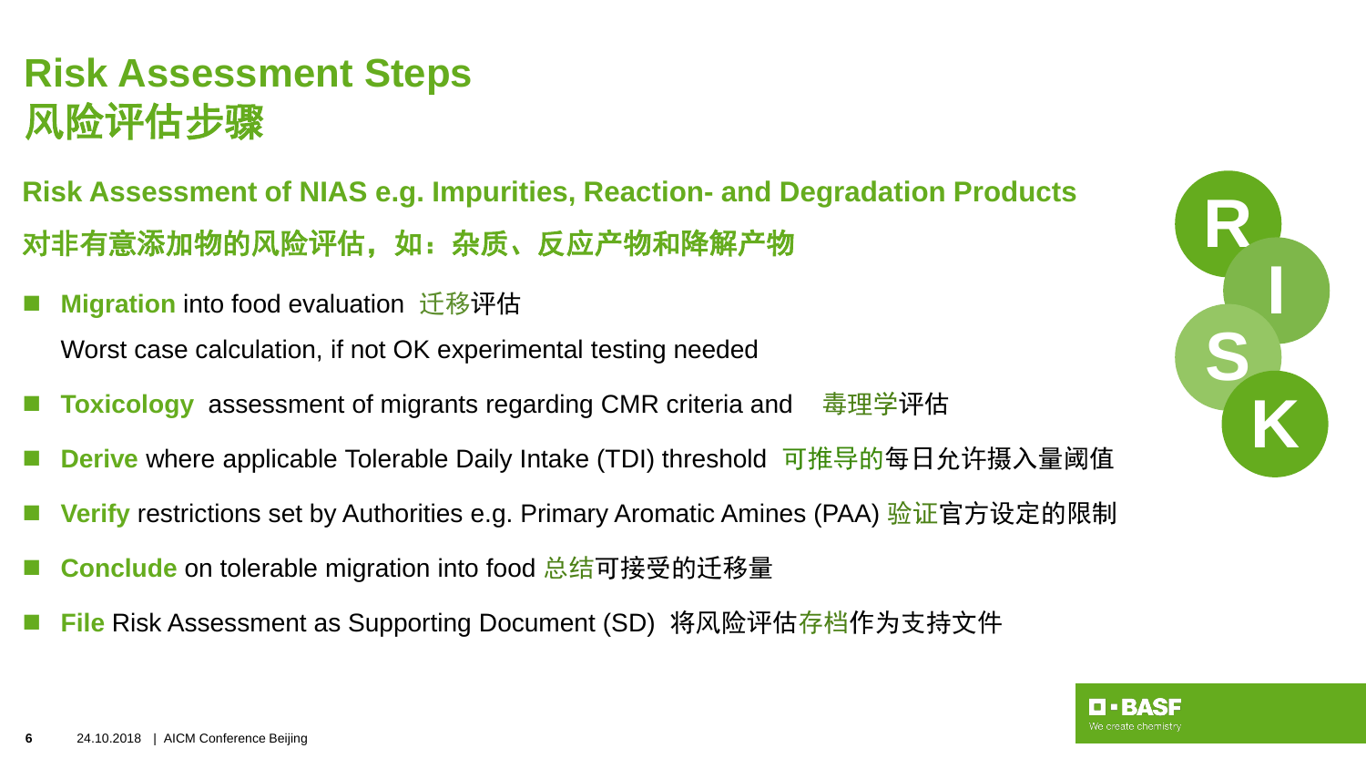# Risk Assessment Steps
# 风险评估步骤

## Risk Assessment of NIAS e.g. Impurities, Reaction- and Degradation Products
## 对非有意添加物的风险评估，如：杂质、反应产物和降解产物

- **Migration** into food evaluation 迁移评估

  Worst case calculation, if not OK experimental testing needed
- **Toxicology** assessment of migrants regarding CMR criteria and 毒理学评估
- **Derive** where applicable Tolerable Daily Intake (TDI) threshold 可推导的每日允许摄入量阈值
- **Verify** restrictions set by Authorities e.g. Primary Aromatic Amines (PAA) 验证官方设定的限制
- **Conclude** on tolerable migration into food 总结可接受的迁移量
- **File** Risk Assessment as Supporting Document (SD) 将风险评估存档作为支持文件

R I S K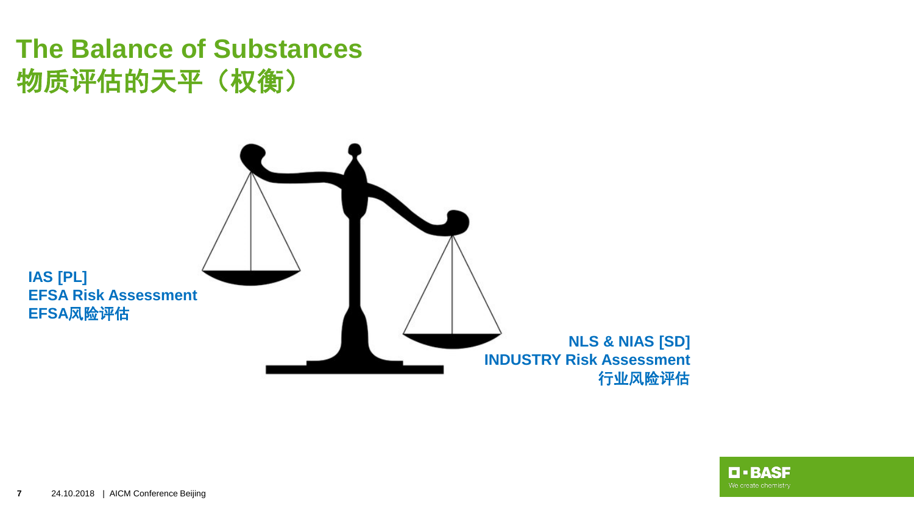# The Balance of Substances
# 物质评估的天平（权衡）

**IAS [PL]**
**EFSA Risk Assessment**
**EFSA风险评估**

**NLS & NIAS [SD]**
**INDUSTRY Risk Assessment**
**行业风险评估**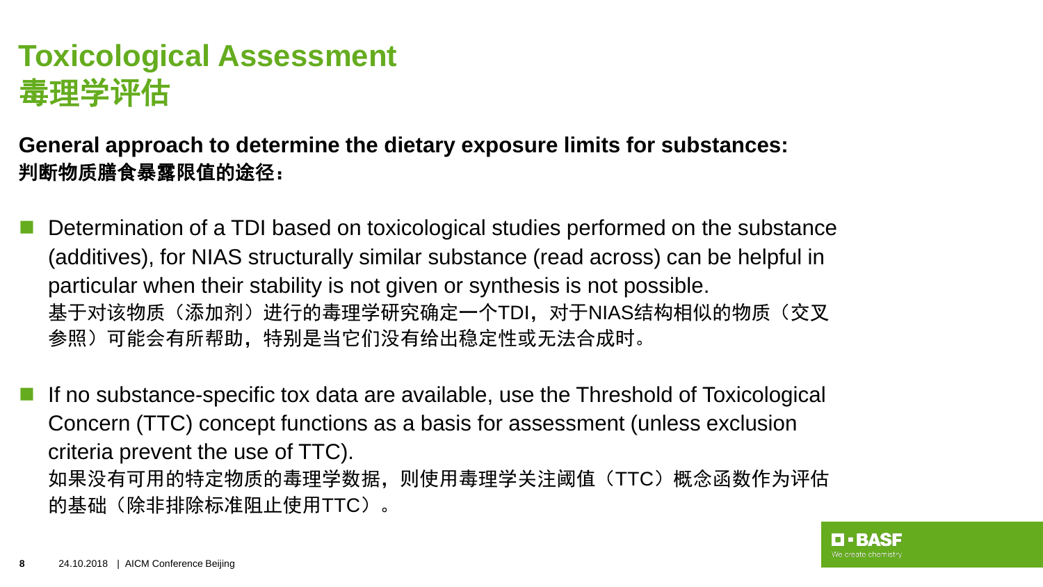# Toxicological Assessment
# 毒理学评估

**General approach to determine the dietary exposure limits for substances:**
**判断物质膳食暴露限值的途径：**

- Determination of a TDI based on toxicological studies performed on the substance (additives), for NIAS structurally similar substance (read across) can be helpful in particular when their stability is not given or synthesis is not possible.
  基于对该物质（添加剂）进行的毒理学研究确定一个TDI，对于NIAS结构相似的物质（交叉参照）可能会有所帮助，特别是当它们没有给出稳定性或无法合成时。

- If no substance-specific tox data are available, use the Threshold of Toxicological Concern (TTC) concept functions as a basis for assessment (unless exclusion criteria prevent the use of TTC).
  如果没有可用的特定物质的毒理学数据，则使用毒理学关注阈值（TTC）概念函数作为评估的基础（除非排除标准阻止使用TTC）。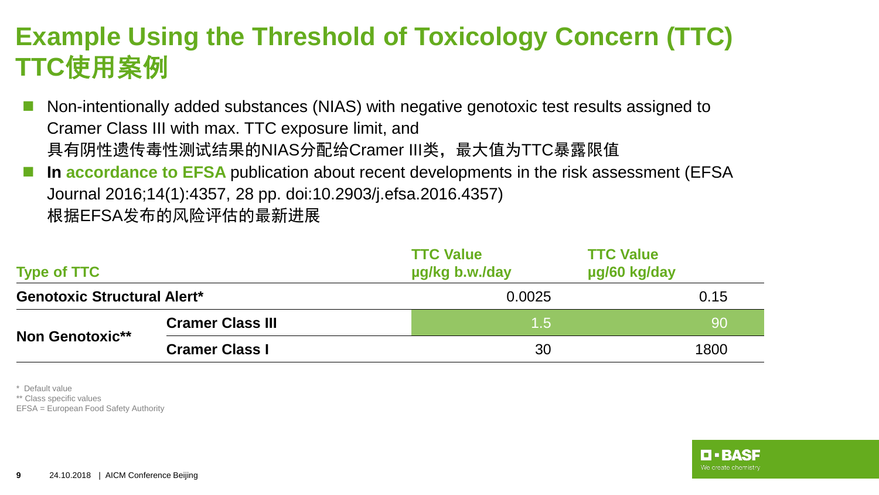# Example Using the Threshold of Toxicology Concern (TTC) TTC使用案例

- Non-intentionally added substances (NIAS) with negative genotoxic test results assigned to Cramer Class III with max. TTC exposure limit, and
  具有阴性遗传毒性测试结果的NIAS分配给Cramer III类，最大值为TTC暴露限值
- **In accordance to EFSA** publication about recent developments in the risk assessment (EFSA Journal 2016;14(1):4357, 28 pp. doi:10.2903/j.efsa.2016.4357)
  根据EFSA发布的风险评估的最新进展

| Type of TTC | | TTC Value µg/kg b.w./day | TTC Value µg/60 kg/day |
|---|---|---|---|
| **Genotoxic Structural Alert*** | | 0.0025 | 0.15 |
| **Non Genotoxic**** | **Cramer Class III** | 1.5 | 90 |
| | **Cramer Class I** | 30 | 1800 |

\* Default value

** Class specific values

EFSA = European Food Safety Authority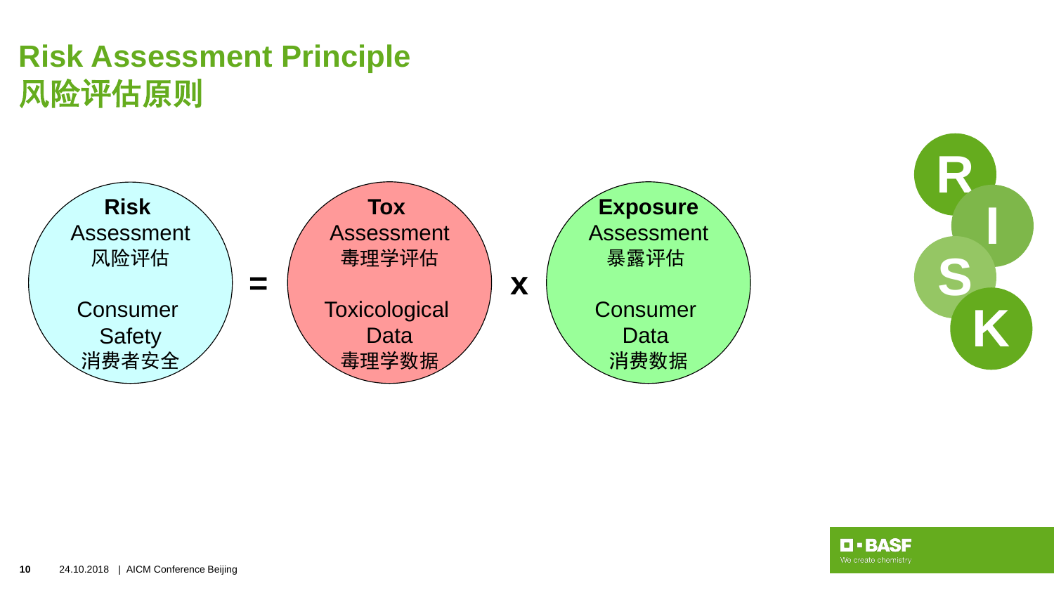# Risk Assessment Principle
# 风险评估原则

**Risk** Assessment
风险评估

Consumer Safety
消费者安全

=

**Tox** Assessment
毒理学评估

Toxicological Data
毒理学数据

x

**Exposure** Assessment
暴露评估

Consumer Data
消费数据

R I S K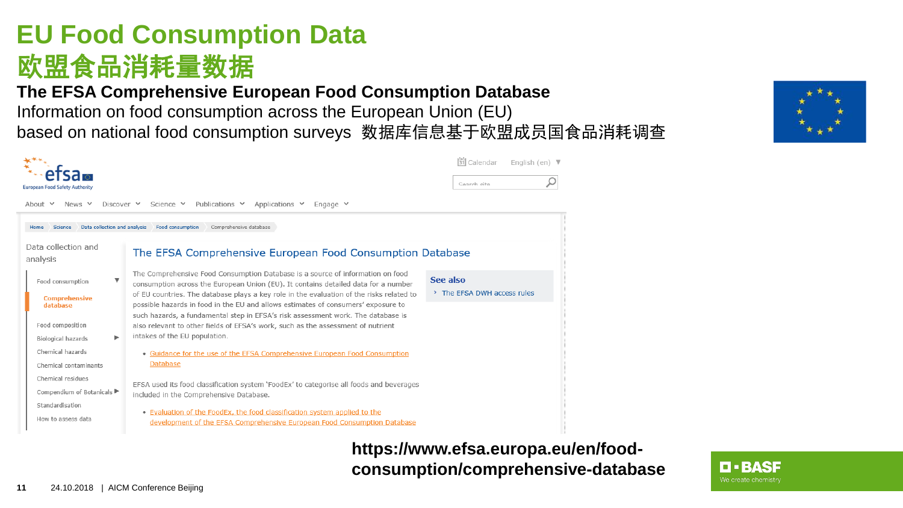# EU Food Consumption Data
# 欧盟食品消耗量数据

**The EFSA Comprehensive European Food Consumption Database**

Information on food consumption across the European Union (EU) based on national food consumption surveys 数据库信息基于欧盟成员国食品消耗调查

Calendar English (en)

Search site

About News Discover Science Publications Applications Engage

Home > Science > Data collection and analysis > Food consumption > Comprehensive database

Data collection and analysis

- Food consumption
  - Comprehensive database
- Food composition
- Biological hazards
- Chemical hazards
- Chemical contaminants
- Chemical residues
- Compendium of Botanicals
- Standardisation
- How to assess data

## The EFSA Comprehensive European Food Consumption Database

The Comprehensive Food Consumption Database is a source of information on food consumption across the European Union (EU). It contains detailed data for a number of EU countries. The database plays a key role in the evaluation of the risks related to possible hazards in food in the EU and allows estimates of consumers' exposure to such hazards, a fundamental step in EFSA's risk assessment work. The database is also relevant to other fields of EFSA's work, such as the assessment of nutrient intakes of the EU population.

- Guidance for the use of the EFSA Comprehensive European Food Consumption Database

EFSA used its food classification system 'FoodEx' to categorise all foods and beverages included in the Comprehensive Database.

- Evaluation of the FoodEx, the food classification system applied to the development of the EFSA Comprehensive European Food Consumption Database

**See also**

- The EFSA DWH access rules

**https://www.efsa.europa.eu/en/food-consumption/comprehensive-database**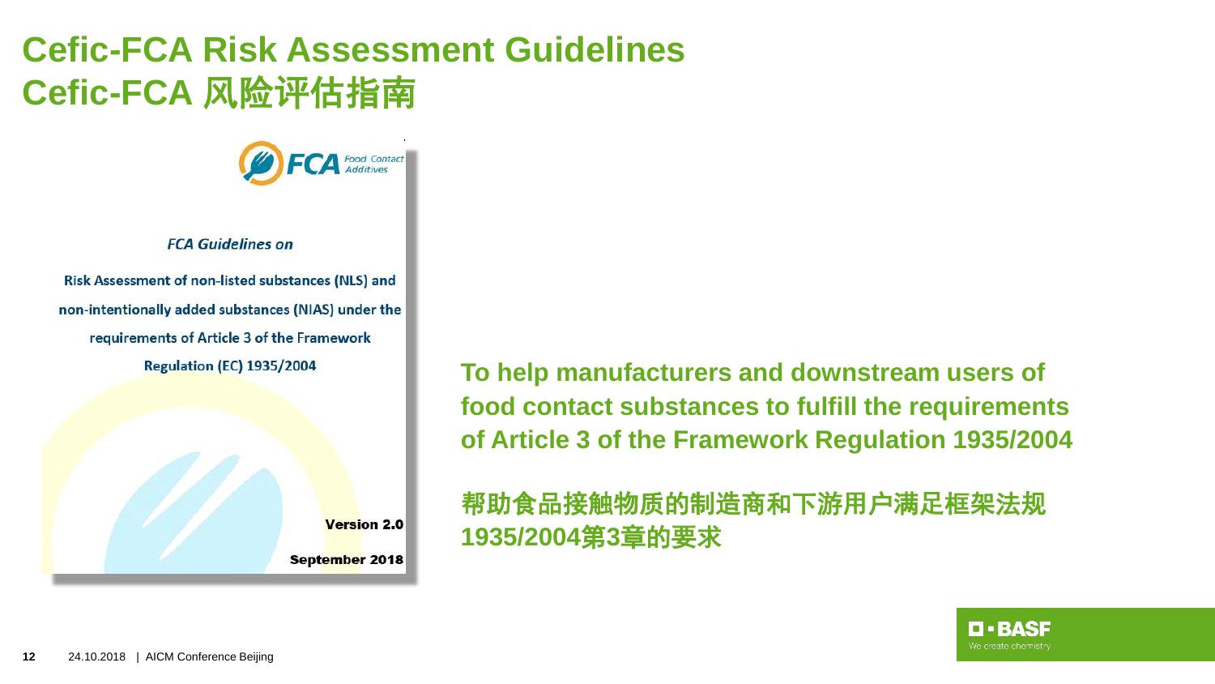# Cefic-FCA Risk Assessment Guidelines
# Cefic-FCA 风险评估指南

FCA Food Contact Additives

*FCA Guidelines on*

Risk Assessment of non-listed substances (NLS) and non-intentionally added substances (NIAS) under the requirements of Article 3 of the Framework Regulation (EC) 1935/2004

**Version 2.0**

**September 2018**

**To help manufacturers and downstream users of food contact substances to fulfill the requirements of Article 3 of the Framework Regulation 1935/2004**

**帮助食品接触物质的制造商和下游用户满足框架法规1935/2004第3章的要求**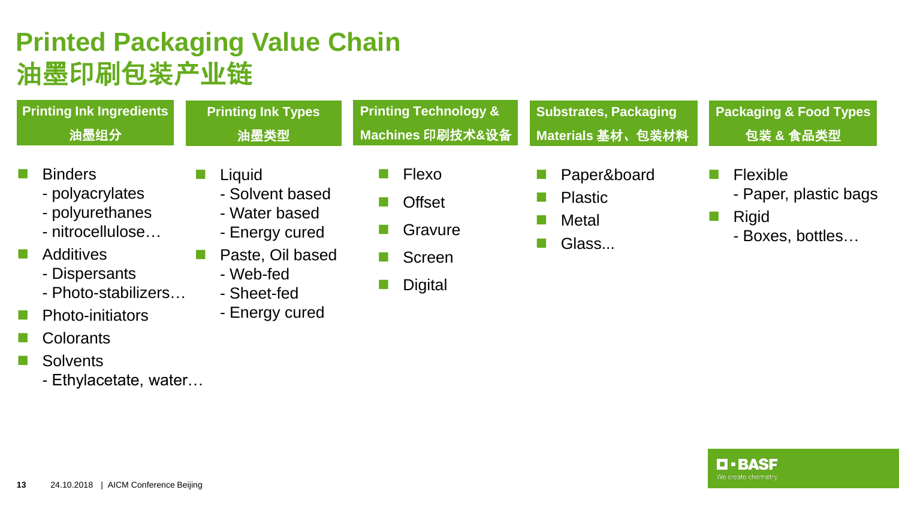# Printed Packaging Value Chain
# 油墨印刷包装产业链

## Printing Ink Ingredients 油墨组分

- Binders
  - polyacrylates
  - polyurethanes
  - nitrocellulose…
- Additives
  - Dispersants
  - Photo-stabilizers…
- Photo-initiators
- Colorants
- Solvents
  - Ethylacetate, water…

## Printing Ink Types 油墨类型

- Liquid
  - Solvent based
  - Water based
  - Energy cured
- Paste, Oil based
  - Web-fed
  - Sheet-fed
  - Energy cured

## Printing Technology & Machines 印刷技术&设备

- Flexo
- Offset
- Gravure
- Screen
- Digital

## Substrates, Packaging Materials 基材、包装材料

- Paper&board
- Plastic
- Metal
- Glass...

## Packaging & Food Types 包装 & 食品类型

- Flexible
  - Paper, plastic bags
- Rigid
  - Boxes, bottles…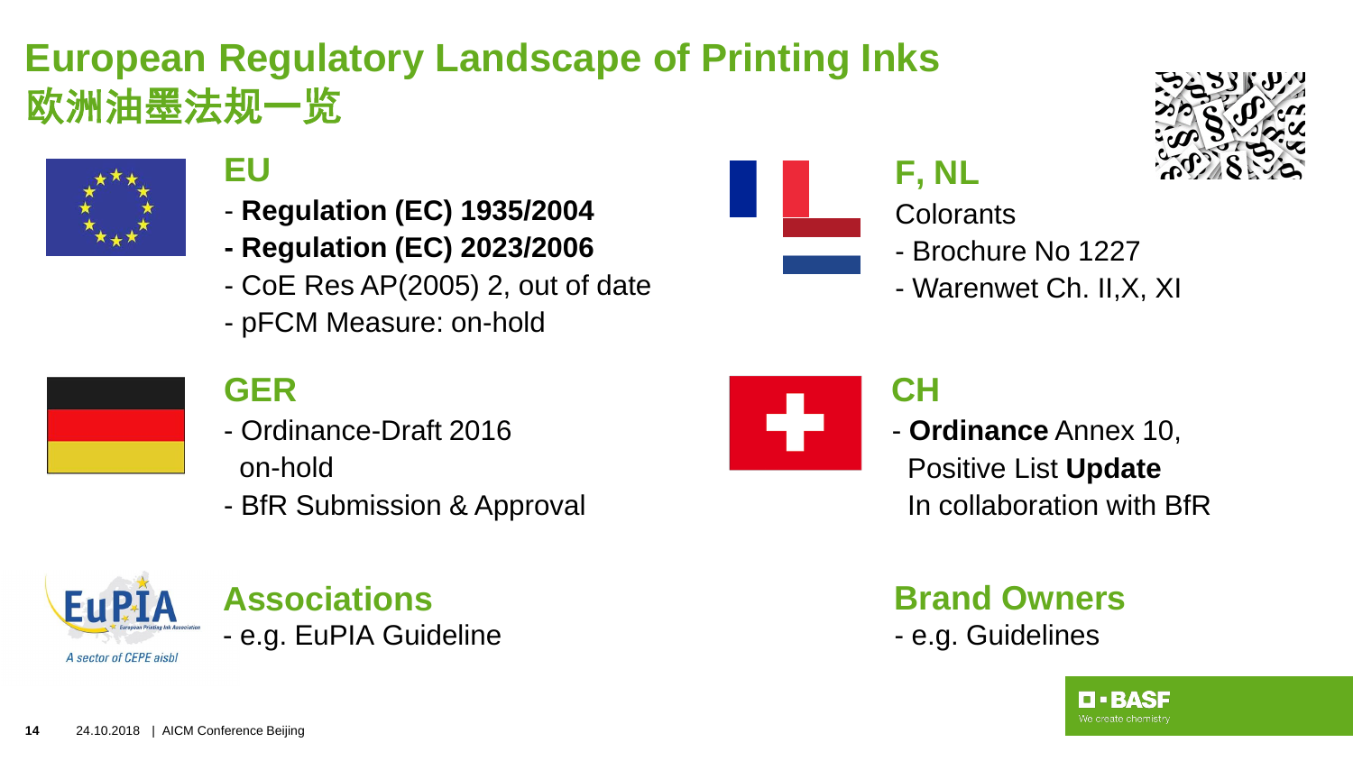# European Regulatory Landscape of Printing Inks
# 欧洲油墨法规一览

## EU

- **Regulation (EC) 1935/2004**
- **Regulation (EC) 2023/2006**
- CoE Res AP(2005) 2, out of date
- pFCM Measure: on-hold

## F, NL

Colorants

- Brochure No 1227
- Warenwet Ch. II,X, XI

## GER

- Ordinance-Draft 2016 on-hold
- BfR Submission & Approval

## CH

- **Ordinance** Annex 10, Positive List **Update** In collaboration with BfR

## Associations

- e.g. EuPIA Guideline

## Brand Owners

- e.g. Guidelines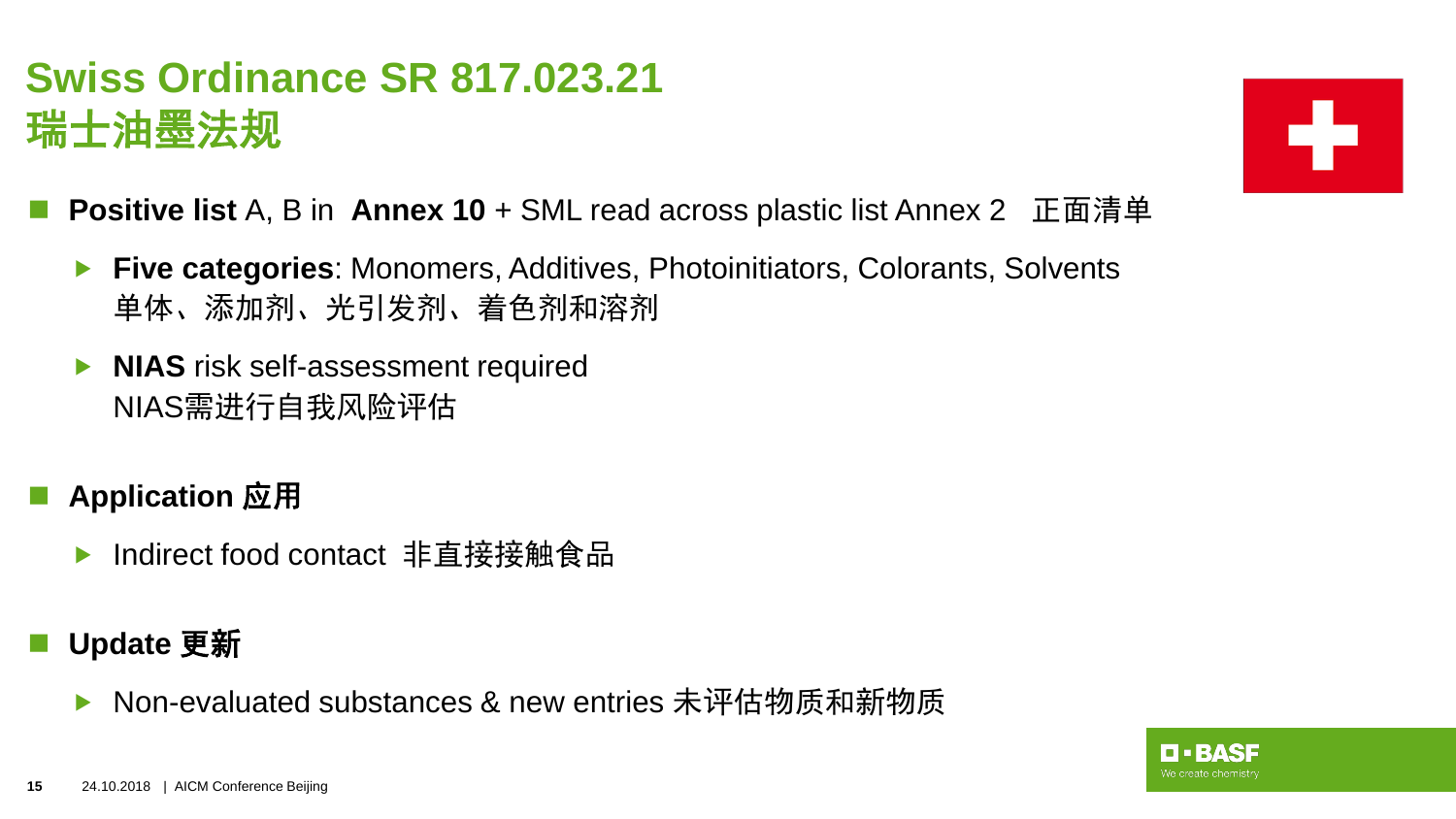# Swiss Ordinance SR 817.023.21
# 瑞士油墨法规

- **Positive list** A, B in **Annex 10** + SML read across plastic list Annex 2 正面清单
  - **Five categories**: Monomers, Additives, Photoinitiators, Colorants, Solvents
    单体、添加剂、光引发剂、着色剂和溶剂
  - **NIAS** risk self-assessment required
    NIAS需进行自我风险评估

- **Application 应用**
  - Indirect food contact 非直接接触食品

- **Update 更新**
  - Non-evaluated substances & new entries 未评估物质和新物质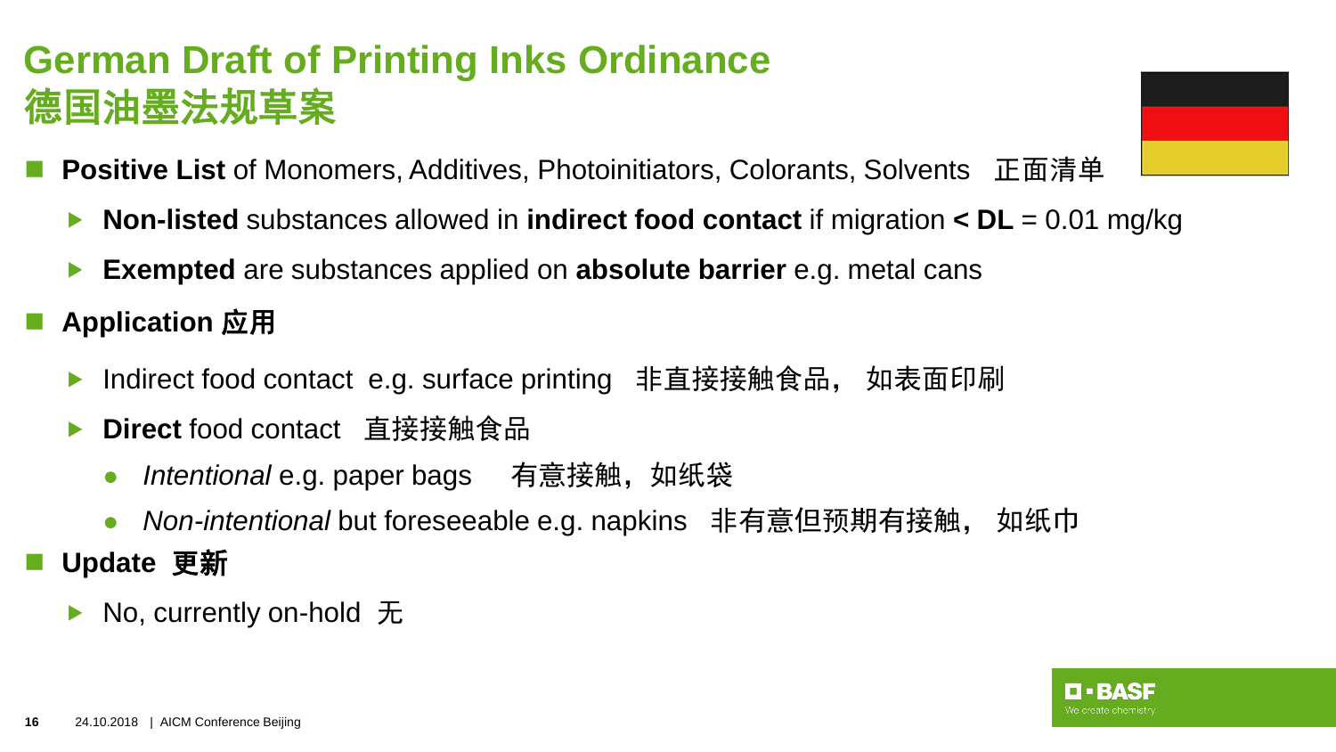# German Draft of Printing Inks Ordinance
# 德国油墨法规草案

- **Positive List** of Monomers, Additives, Photoinitiators, Colorants, Solvents 正面清单
  - **Non-listed** substances allowed in **indirect food contact** if migration **< DL** = 0.01 mg/kg
  - **Exempted** are substances applied on **absolute barrier** e.g. metal cans
- **Application 应用**
  - Indirect food contact e.g. surface printing 非直接接触食品， 如表面印刷
  - **Direct** food contact 直接接触食品
    - *Intentional* e.g. paper bags 有意接触，如纸袋
    - *Non-intentional* but foreseeable e.g. napkins 非有意但预期有接触， 如纸巾
- **Update 更新**
  - No, currently on-hold 无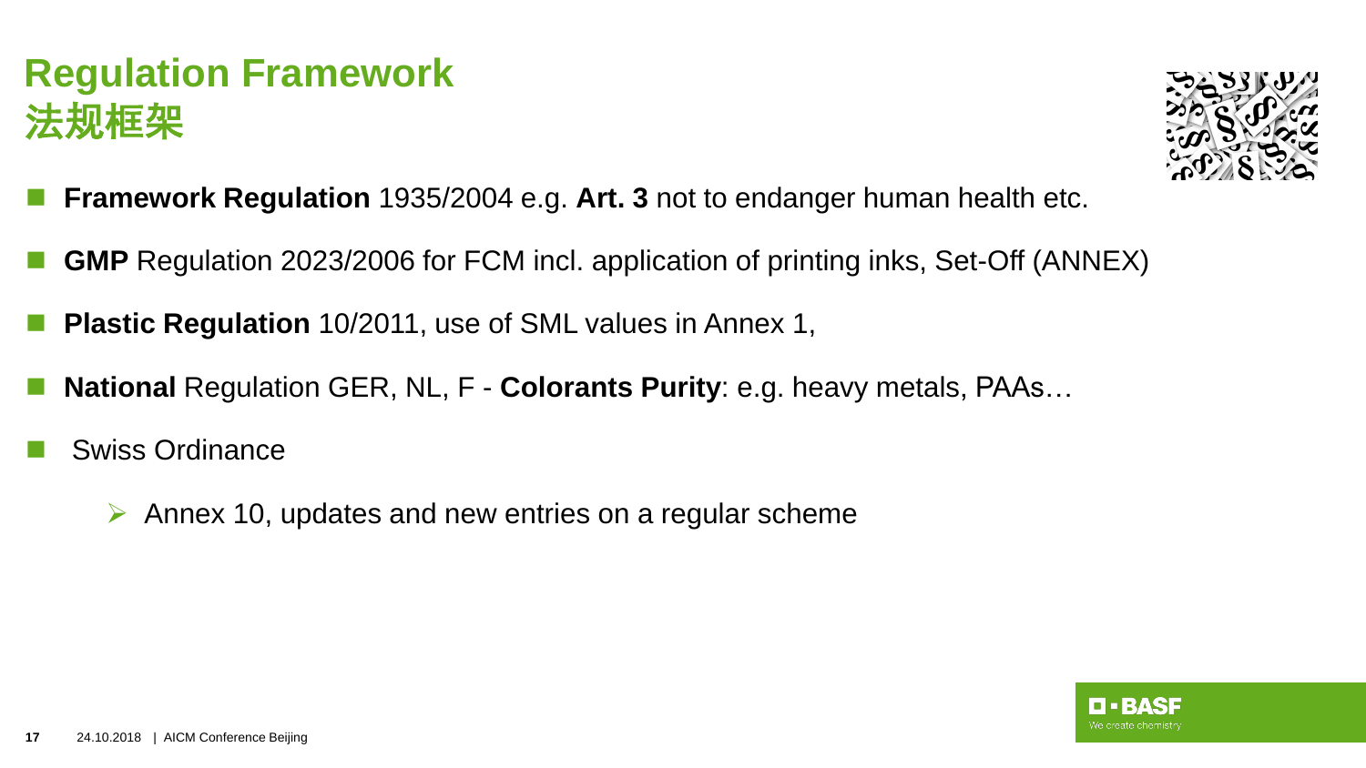# Regulation Framework
# 法规框架

- **Framework Regulation** 1935/2004 e.g. **Art. 3** not to endanger human health etc.
- **GMP** Regulation 2023/2006 for FCM incl. application of printing inks, Set-Off (ANNEX)
- **Plastic Regulation** 10/2011, use of SML values in Annex 1,
- **National** Regulation GER, NL, F - **Colorants Purity**: e.g. heavy metals, PAAs…
- Swiss Ordinance
  - Annex 10, updates and new entries on a regular scheme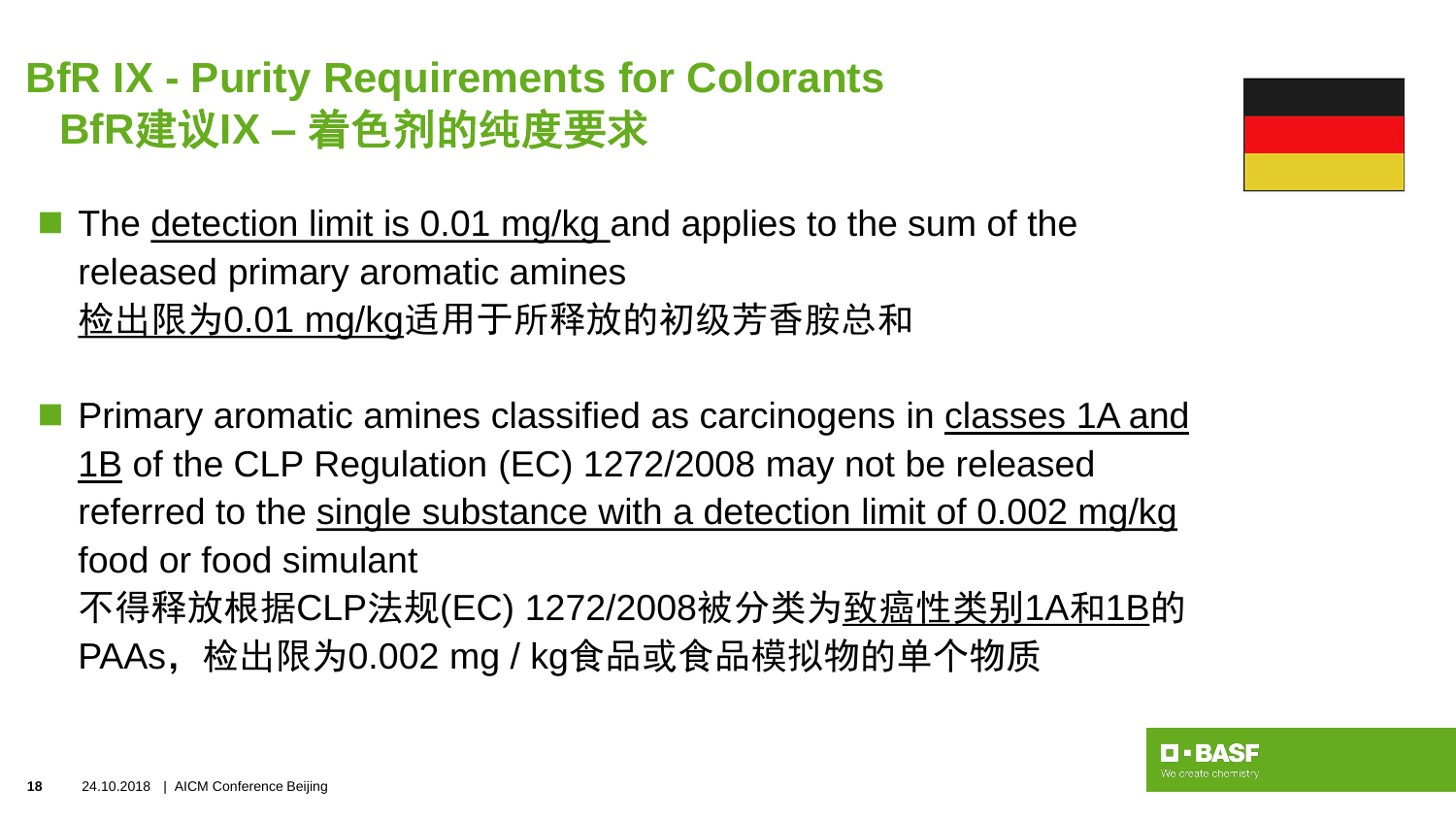# BfR IX - Purity Requirements for Colorants
# BfR建议IX – 着色剂的纯度要求

- The detection limit is 0.01 mg/kg and applies to the sum of the released primary aromatic amines
  检出限为0.01 mg/kg适用于所释放的初级芳香胺总和

- Primary aromatic amines classified as carcinogens in classes 1A and 1B of the CLP Regulation (EC) 1272/2008 may not be released referred to the single substance with a detection limit of 0.002 mg/kg food or food simulant
  不得释放根据CLP法规(EC) 1272/2008被分类为致癌性类别1A和1B的PAAs，检出限为0.002 mg / kg食品或食品模拟物的单个物质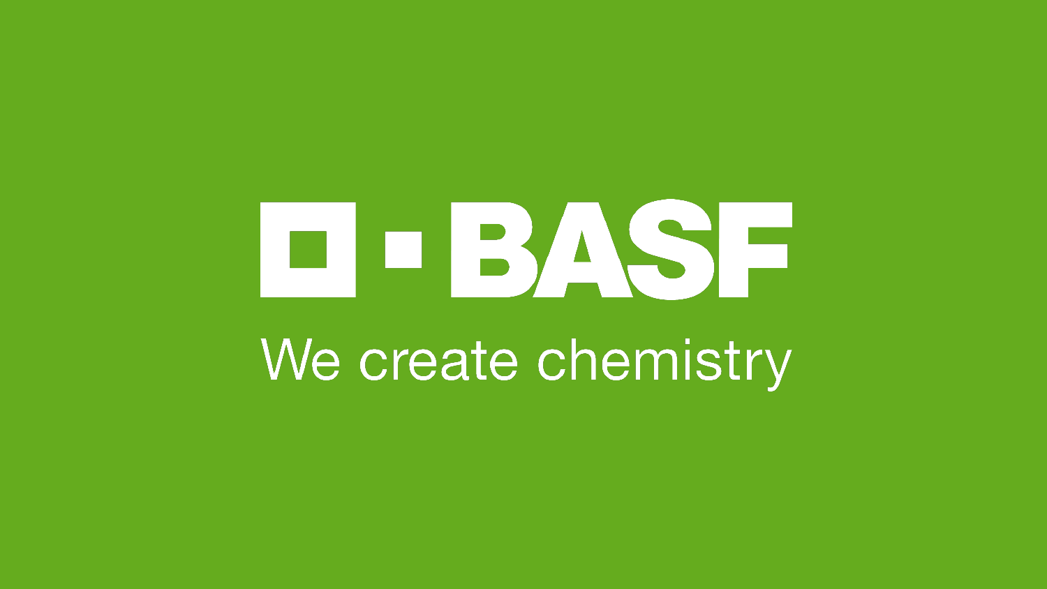BASF

We create chemistry